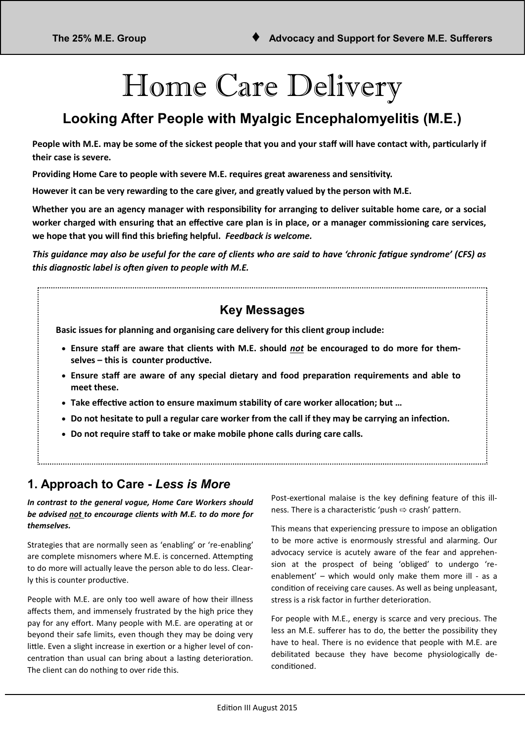# Home Care Delivery

## Looking After People with Myalgic Encephalomyelitis (M.E.)

**People with M.E. may be some of the sickest people that you and your staff will have contact with, particularly if their case is severe.**

**Providing Home Care to people with severe M.E. requires great awareness and sensitivity.**

**However it can be very rewarding to the care giver, and greatly valued by the person with M.E.**

**Whether you are an agency manager with responsibility for arranging to deliver suitable home care, or a social worker charged with ensuring that an effective care plan is in place, or a manager commissioning care services, we hope that you will find this briefing helpful.** ***Feedback is welcome.***

***This guidance may also be useful for the care of clients who are said to have 'chronic fatigue syndrome' (CFS) as this diagnostic label is often given to people with M.E.***

### Key Messages

**Basic issues for planning and organising care delivery for this client group include:**

- **Ensure staff are aware that clients with M.E. should *not* be encouraged to do more for themselves – this is counter productive.**
- **Ensure staff are aware of any special dietary and food preparation requirements and able to meet these.**
- **Take effective action to ensure maximum stability of care worker allocation; but …**
- **Do not hesitate to pull a regular care worker from the call if they may be carrying an infection.**
- **Do not require staff to take or make mobile phone calls during care calls.**

## 1. Approach to Care - *Less is More*

***In contrast to the general vogue, Home Care Workers should be advised not to encourage clients with M.E. to do more for themselves.***

Strategies that are normally seen as 'enabling' or 're-enabling' are complete misnomers where M.E. is concerned. Attempting to do more will actually leave the person able to do less. Clearly this is counter productive.

People with M.E. are only too well aware of how their illness affects them, and immensely frustrated by the high price they pay for any effort. Many people with M.E. are operating at or beyond their safe limits, even though they may be doing very little. Even a slight increase in exertion or a higher level of concentration than usual can bring about a lasting deterioration. The client can do nothing to over ride this.

Post-exertional malaise is the key defining feature of this illness. There is a characteristic 'push ⇨ crash' pattern.

This means that experiencing pressure to impose an obligation to be more active is enormously stressful and alarming. Our advocacy service is acutely aware of the fear and apprehension at the prospect of being 'obliged' to undergo 're-enablement' – which would only make them more ill - as a condition of receiving care causes. As well as being unpleasant, stress is a risk factor in further deterioration.

For people with M.E., energy is scarce and very precious. The less an M.E. sufferer has to do, the better the possibility they have to heal. There is no evidence that people with M.E. are debilitated because they have become physiologically de-conditioned.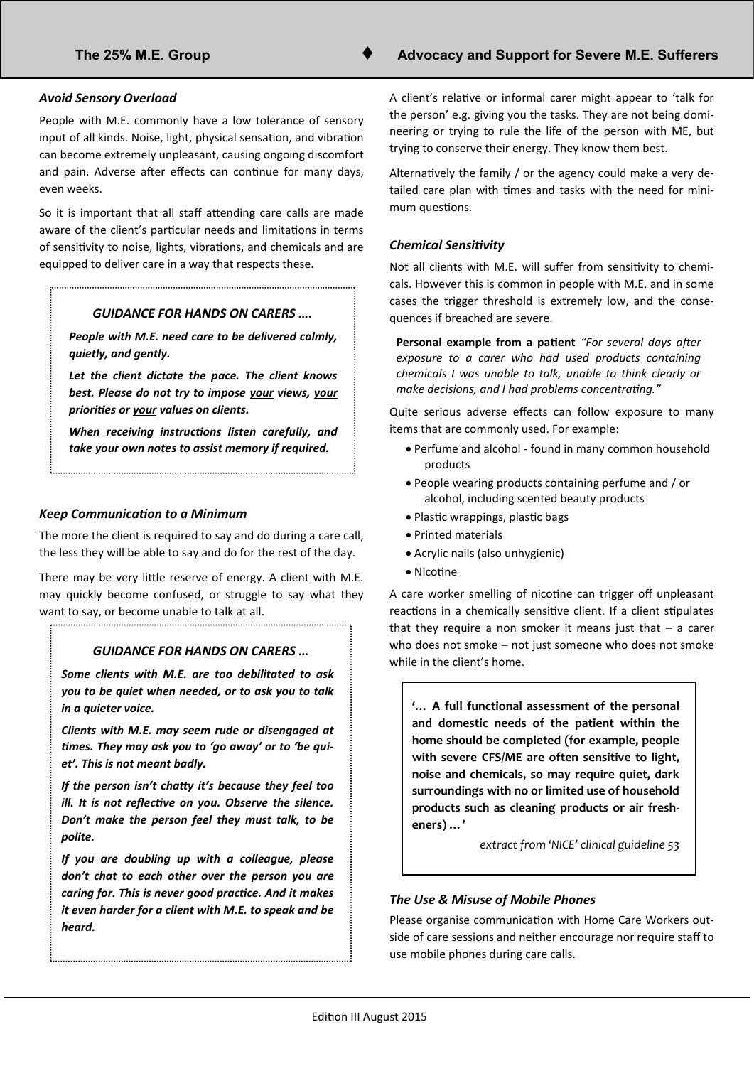### *Avoid Sensory Overload*

People with M.E. commonly have a low tolerance of sensory input of all kinds. Noise, light, physical sensation, and vibration can become extremely unpleasant, causing ongoing discomfort and pain. Adverse after effects can continue for many days, even weeks.

So it is important that all staff attending care calls are made aware of the client's particular needs and limitations in terms of sensitivity to noise, lights, vibrations, and chemicals and are equipped to deliver care in a way that respects these.

> ***GUIDANCE FOR HANDS ON CARERS ….***
>
> ***People with M.E. need care to be delivered calmly, quietly, and gently.***
>
> ***Let the client dictate the pace. The client knows best. Please do not try to impose <u>your</u> views, <u>your</u> priorities or <u>your</u> values on clients.***
>
> ***When receiving instructions listen carefully, and take your own notes to assist memory if required.***

### *Keep Communication to a Minimum*

The more the client is required to say and do during a care call, the less they will be able to say and do for the rest of the day.

There may be very little reserve of energy. A client with M.E. may quickly become confused, or struggle to say what they want to say, or become unable to talk at all.

> ***GUIDANCE FOR HANDS ON CARERS …***
>
> ***Some clients with M.E. are too debilitated to ask you to be quiet when needed, or to ask you to talk in a quieter voice.***
>
> ***Clients with M.E. may seem rude or disengaged at times. They may ask you to 'go away' or to 'be quiet'. This is not meant badly.***
>
> ***If the person isn't chatty it's because they feel too ill. It is not reflective on you. Observe the silence. Don't make the person feel they must talk, to be polite.***
>
> ***If you are doubling up with a colleague, please don't chat to each other over the person you are caring for. This is never good practice. And it makes it even harder for a client with M.E. to speak and be heard.***

A client's relative or informal carer might appear to 'talk for the person' e.g. giving you the tasks. They are not being domineering or trying to rule the life of the person with ME, but trying to conserve their energy. They know them best.

Alternatively the family / or the agency could make a very detailed care plan with times and tasks with the need for minimum questions.

### *Chemical Sensitivity*

Not all clients with M.E. will suffer from sensitivity to chemicals. However this is common in people with M.E. and in some cases the trigger threshold is extremely low, and the consequences if breached are severe.

**Personal example from a patient** *"For several days after exposure to a carer who had used products containing chemicals I was unable to talk, unable to think clearly or make decisions, and I had problems concentrating."*

Quite serious adverse effects can follow exposure to many items that are commonly used. For example:

- Perfume and alcohol - found in many common household products
- People wearing products containing perfume and / or alcohol, including scented beauty products
- Plastic wrappings, plastic bags
- Printed materials
- Acrylic nails (also unhygienic)
- Nicotine

A care worker smelling of nicotine can trigger off unpleasant reactions in a chemically sensitive client. If a client stipulates that they require a non smoker it means just that – a carer who does not smoke – not just someone who does not smoke while in the client's home.

> **'… A full functional assessment of the personal and domestic needs of the patient within the home should be completed (for example, people with severe CFS/ME are often sensitive to light, noise and chemicals, so may require quiet, dark surroundings with no or limited use of household products such as cleaning products or air fresheners) …'**
>
> *extract from 'NICE' clinical guideline 53*

### *The Use & Misuse of Mobile Phones*

Please organise communication with Home Care Workers outside of care sessions and neither encourage nor require staff to use mobile phones during care calls.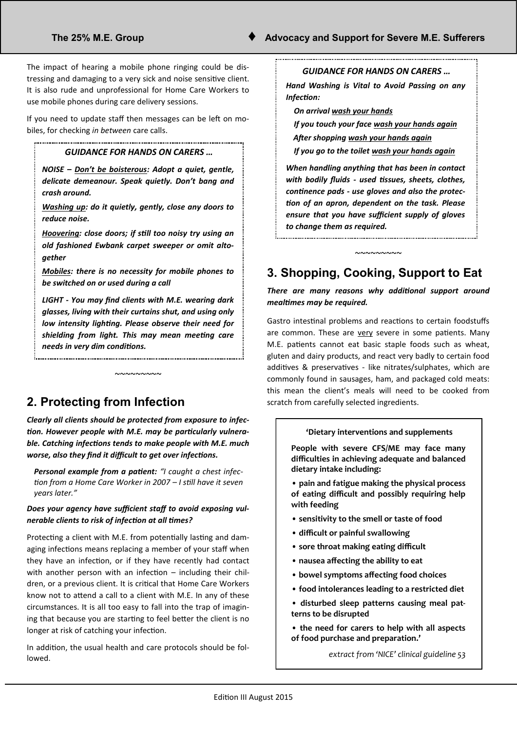The impact of hearing a mobile phone ringing could be distressing and damaging to a very sick and noise sensitive client. It is also rude and unprofessional for Home Care Workers to use mobile phones during care delivery sessions.

If you need to update staff then messages can be left on mobiles, for checking *in between* care calls.

> ***GUIDANCE FOR HANDS ON CARERS …***
>
> ***NOISE – <u>Don't be boisterous</u>: Adopt a quiet, gentle, delicate demeanour. Speak quietly. Don't bang and crash around.***
>
> ***<u>Washing up</u>: do it quietly, gently, close any doors to reduce noise.***
>
> ***<u>Hoovering</u>: close doors; if still too noisy try using an old fashioned Ewbank carpet sweeper or omit altogether***
>
> ***<u>Mobiles</u>: there is no necessity for mobile phones to be switched on or used during a call***
>
> ***LIGHT - You may find clients with M.E. wearing dark glasses, living with their curtains shut, and using only low intensity lighting. Please observe their need for shielding from light. This may mean meeting care needs in very dim conditions.***

~~~~~~~~~

## 2. Protecting from Infection

***Clearly all clients should be protected from exposure to infection. However people with M.E. may be particularly vulnerable. Catching infections tends to make people with M.E. much worse, also they find it difficult to get over infections.***

***Personal example from a patient:*** *"I caught a chest infection from a Home Care Worker in 2007 – I still have it seven years later."*

***Does your agency have sufficient staff to avoid exposing vulnerable clients to risk of infection at all times?***

Protecting a client with M.E. from potentially lasting and damaging infections means replacing a member of your staff when they have an infection, or if they have recently had contact with another person with an infection – including their children, or a previous client. It is critical that Home Care Workers know not to attend a call to a client with M.E. In any of these circumstances. It is all too easy to fall into the trap of imagining that because you are starting to feel better the client is no longer at risk of catching your infection.

In addition, the usual health and care protocols should be followed.

> ***GUIDANCE FOR HANDS ON CARERS …***
>
> ***Hand Washing is Vital to Avoid Passing on any Infection:***
>
> ***On arrival <u>wash your hands</u>***
>
> ***If you touch your face <u>wash your hands again</u>***
>
> ***After shopping <u>wash your hands again</u>***
>
> ***If you go to the toilet <u>wash your hands again</u>***
>
> ***When handling anything that has been in contact with bodily fluids - used tissues, sheets, clothes, continence pads - use gloves and also the protection of an apron, dependent on the task. Please ensure that you have sufficient supply of gloves to change them as required.***

~~~~~~~~~

## 3. Shopping, Cooking, Support to Eat

***There are many reasons why additional support around mealtimes may be required.***

Gastro intestinal problems and reactions to certain foodstuffs are common. These are <u>very</u> severe in some patients. Many M.E. patients cannot eat basic staple foods such as wheat, gluten and dairy products, and react very badly to certain food additives & preservatives - like nitrates/sulphates, which are commonly found in sausages, ham, and packaged cold meats: this mean the client's meals will need to be cooked from scratch from carefully selected ingredients.

> **'Dietary interventions and supplements**
>
> **People with severe CFS/ME may face many difficulties in achieving adequate and balanced dietary intake including:**
>
> - **pain and fatigue making the physical process of eating difficult and possibly requiring help with feeding**
> - **sensitivity to the smell or taste of food**
> - **difficult or painful swallowing**
> - **sore throat making eating difficult**
> - **nausea affecting the ability to eat**
> - **bowel symptoms affecting food choices**
> - **food intolerances leading to a restricted diet**
> - **disturbed sleep patterns causing meal patterns to be disrupted**
> - **the need for carers to help with all aspects of food purchase and preparation.'**
>
> *extract from 'NICE' clinical guideline 53*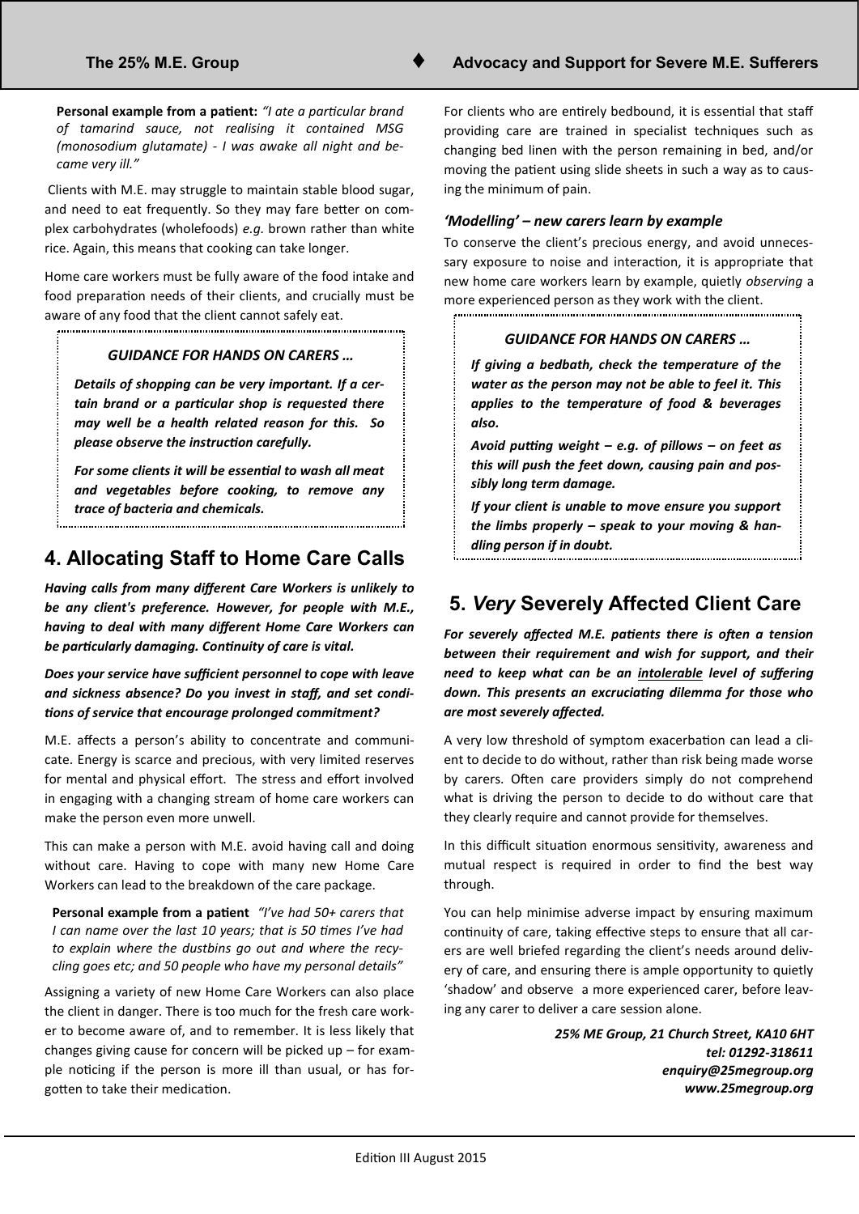**Personal example from a patient:** *"I ate a particular brand of tamarind sauce, not realising it contained MSG (monosodium glutamate) - I was awake all night and became very ill."*

Clients with M.E. may struggle to maintain stable blood sugar, and need to eat frequently. So they may fare better on complex carbohydrates (wholefoods) *e.g.* brown rather than white rice. Again, this means that cooking can take longer.

Home care workers must be fully aware of the food intake and food preparation needs of their clients, and crucially must be aware of any food that the client cannot safely eat.

> ***GUIDANCE FOR HANDS ON CARERS …***
>
> ***Details of shopping can be very important. If a certain brand or a particular shop is requested there may well be a health related reason for this. So please observe the instruction carefully.***
>
> ***For some clients it will be essential to wash all meat and vegetables before cooking, to remove any trace of bacteria and chemicals.***

## 4. Allocating Staff to Home Care Calls

***Having calls from many different Care Workers is unlikely to be any client's preference. However, for people with M.E., having to deal with many different Home Care Workers can be particularly damaging. Continuity of care is vital.***

***Does your service have sufficient personnel to cope with leave and sickness absence? Do you invest in staff, and set conditions of service that encourage prolonged commitment?***

M.E. affects a person's ability to concentrate and communicate. Energy is scarce and precious, with very limited reserves for mental and physical effort. The stress and effort involved in engaging with a changing stream of home care workers can make the person even more unwell.

This can make a person with M.E. avoid having call and doing without care. Having to cope with many new Home Care Workers can lead to the breakdown of the care package.

**Personal example from a patient** *"I've had 50+ carers that I can name over the last 10 years; that is 50 times I've had to explain where the dustbins go out and where the recycling goes etc; and 50 people who have my personal details"*

Assigning a variety of new Home Care Workers can also place the client in danger. There is too much for the fresh care worker to become aware of, and to remember. It is less likely that changes giving cause for concern will be picked up – for example noticing if the person is more ill than usual, or has forgotten to take their medication.

For clients who are entirely bedbound, it is essential that staff providing care are trained in specialist techniques such as changing bed linen with the person remaining in bed, and/or moving the patient using slide sheets in such a way as to causing the minimum of pain.

### *'Modelling' – new carers learn by example*

To conserve the client's precious energy, and avoid unnecessary exposure to noise and interaction, it is appropriate that new home care workers learn by example, quietly *observing* a more experienced person as they work with the client.

> ***GUIDANCE FOR HANDS ON CARERS …***
>
> ***If giving a bedbath, check the temperature of the water as the person may not be able to feel it. This applies to the temperature of food & beverages also.***
>
> ***Avoid putting weight – e.g. of pillows – on feet as this will push the feet down, causing pain and possibly long term damage.***
>
> ***If your client is unable to move ensure you support the limbs properly – speak to your moving & handling person if in doubt.***

## 5. *Very* Severely Affected Client Care

***For severely affected M.E. patients there is often a tension between their requirement and wish for support, and their need to keep what can be an intolerable level of suffering down. This presents an excruciating dilemma for those who are most severely affected.***

A very low threshold of symptom exacerbation can lead a client to decide to do without, rather than risk being made worse by carers. Often care providers simply do not comprehend what is driving the person to decide to do without care that they clearly require and cannot provide for themselves.

In this difficult situation enormous sensitivity, awareness and mutual respect is required in order to find the best way through.

You can help minimise adverse impact by ensuring maximum continuity of care, taking effective steps to ensure that all carers are well briefed regarding the client's needs around delivery of care, and ensuring there is ample opportunity to quietly 'shadow' and observe a more experienced carer, before leaving any carer to deliver a care session alone.

***25% ME Group, 21 Church Street, KA10 6HT***
***tel: 01292-318611***
***enquiry@25megroup.org***
***www.25megroup.org***

Edition III August 2015